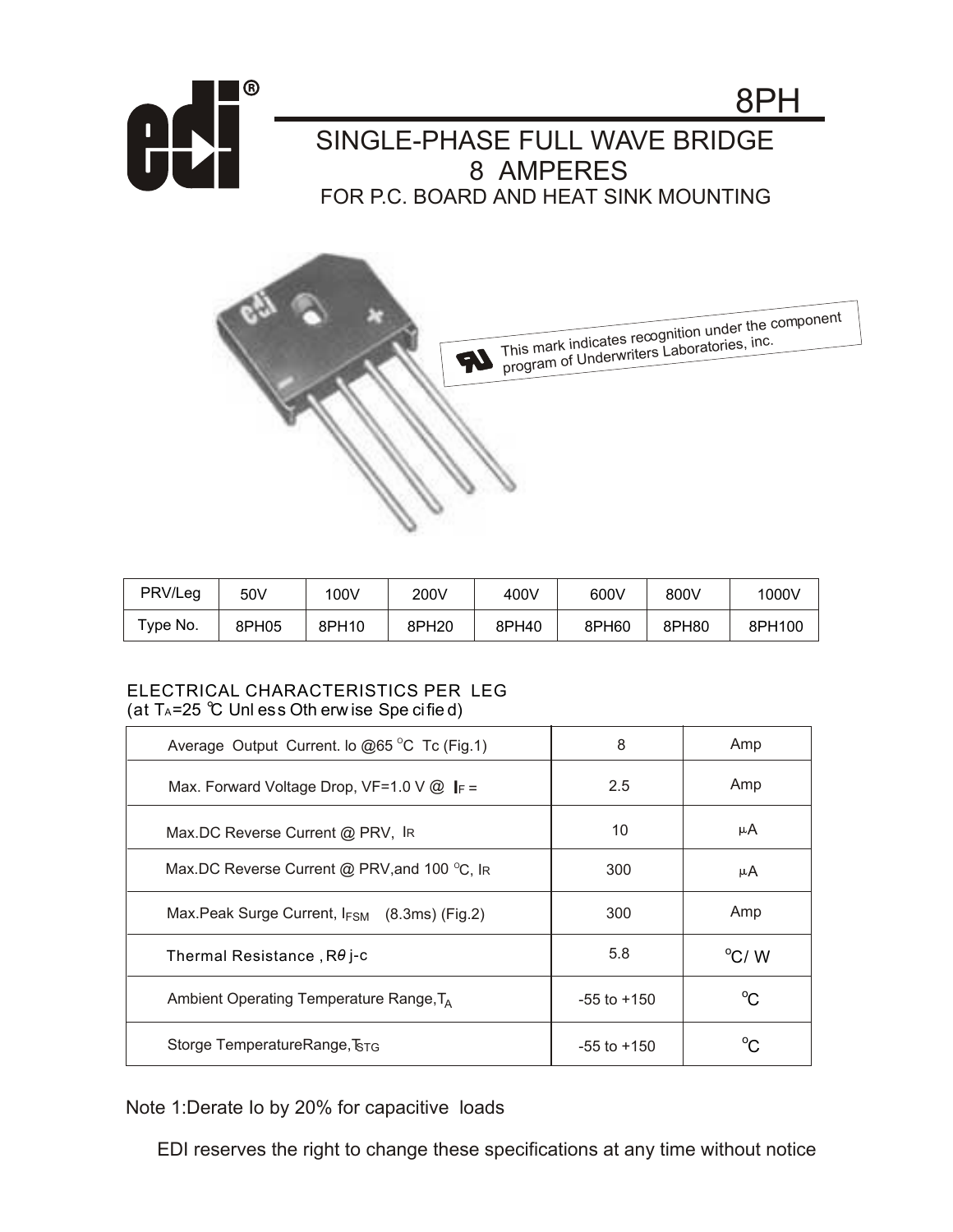# 8PH

## SINGLE-PHASE FULL WAVE BRIDGE
## 8 AMPERES
### FOR P.C. BOARD AND HEAT SINK MOUNTING

This mark indicates recognition under the component program of Underwriters Laboratories, inc.

| PRV/Leg | 50V | 100V | 200V | 400V | 600V | 800V | 1000V |
|---|---|---|---|---|---|---|---|
| Type No. | 8PH05 | 8PH10 | 8PH20 | 8PH40 | 8PH60 | 8PH80 | 8PH100 |

ELECTRICAL CHARACTERISTICS PER LEG
(at $T_A$=25 ℃ Unless Otherwise Specified)

| | | |
|---|---|---|
| Average Output Current. Io @65 °C Tc (Fig.1) | 8 | Amp |
| Max. Forward Voltage Drop, VF=1.0 V @ $I_F$ = | 2.5 | Amp |
| Max.DC Reverse Current @ PRV, $I_R$ | 10 | μA |
| Max.DC Reverse Current @ PRV,and 100 °C, $I_R$ | 300 | μA |
| Max.Peak Surge Current, $I_{FSM}$ (8.3ms) (Fig.2) | 300 | Amp |
| Thermal Resistance , $R\theta$ j-c | 5.8 | °C/ W |
| Ambient Operating Temperature Range,$T_A$ | -55 to +150 | °C |
| Storge TemperatureRange,$T_{STG}$ | -55 to +150 | °C |

Note 1:Derate Io by 20% for capacitive loads

EDI reserves the right to change these specifications at any time without notice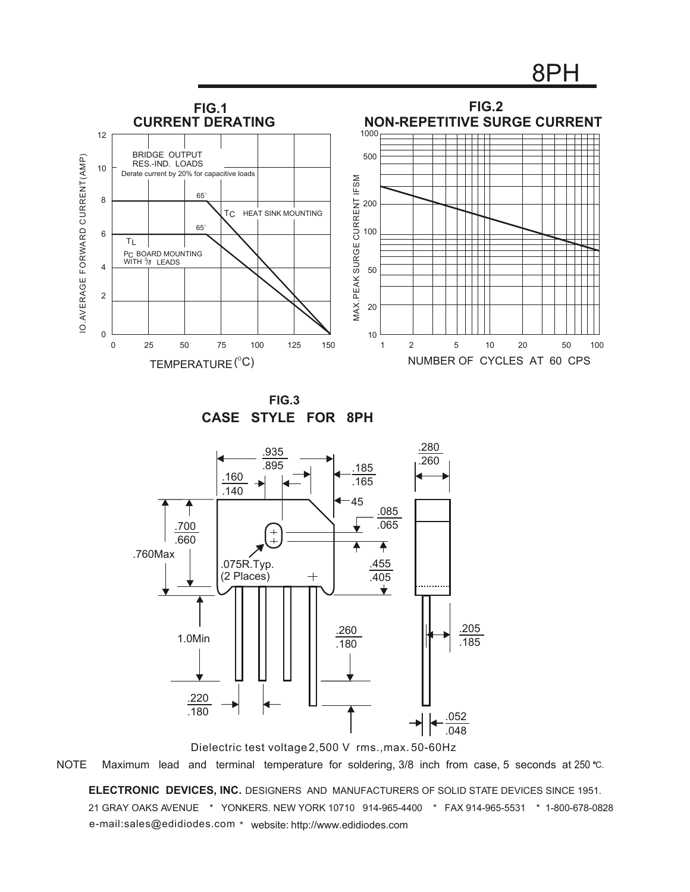# 8PH

## FIG.1
## CURRENT DERATING

IO.AVERAGE FORWARD CURRENT(AMP)

12
10
8
6
4
2
0

0 25 50 75 100 125 150

TEMPERATURE (°C)

BRIDGE OUTPUT
RES.-IND. LOADS
Derate current by 20% for capacitive loads

65°
TC HEAT SINK MOUNTING

65°
TL
PC BOARD MOUNTING
WITH 3/8 LEADS

## FIG.2
## NON-REPETITIVE SURGE CURRENT

MAX.PEAK SURGE CURRENT IFSM

1000
500
200
100
50
20
10

1 2 5 10 20 50 100

NUMBER OF CYCLES AT 60 CPS

## FIG.3
## CASE STYLE FOR 8PH

.935
.895

.160
.140

.185
.165

45

.280
.260

.085
.065

.700
.660

.760Max

.075R.Typ.
(2 Places)

.455
.405

1.0Min

.260
.180

.205
.185

.220
.180

.052
.048

Dielectric test voltage 2,500 V rms., max. 50-60Hz

NOTE Maximum lead and terminal temperature for soldering, 3/8 inch from case, 5 seconds at 250 °C.

**ELECTRONIC DEVICES, INC.** DESIGNERS AND MANUFACTURERS OF SOLID STATE DEVICES SINCE 1951.
21 GRAY OAKS AVENUE * YONKERS. NEW YORK 10710 914-965-4400 * FAX 914-965-5531 * 1-800-678-0828
e-mail:sales@edidiodes.com * website: http://www.edidiodes.com